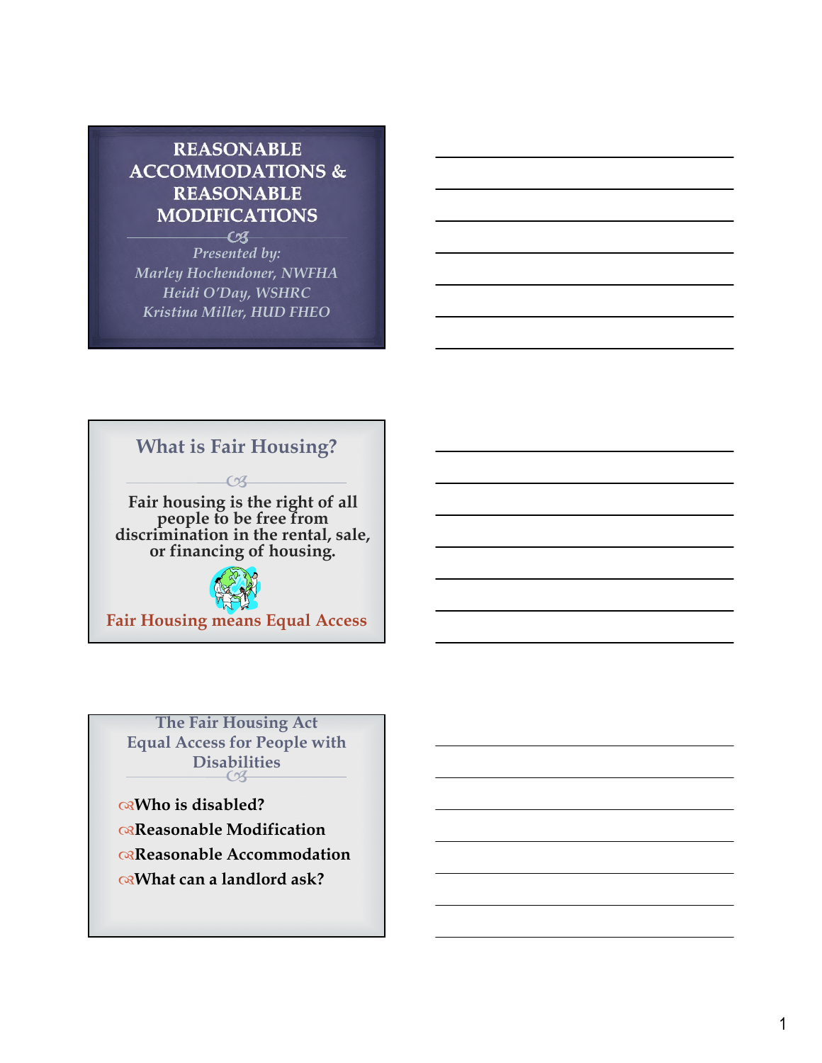# REASONABLE ACCOMMODATIONS & REASONABLE MODIFICATIONS

*Presented by:*
*Marley Hochendoner, NWFHA*
*Heidi O'Day, WSHRC*
*Kristina Miller, HUD FHEO*

## What is Fair Housing?

**Fair housing is the right of all people to be free from discrimination in the rental, sale, or financing of housing.**

**Fair Housing means Equal Access**

## The Fair Housing Act Equal Access for People with Disabilities

- **Who is disabled?**
- **Reasonable Modification**
- **Reasonable Accommodation**
- **What can a landlord ask?**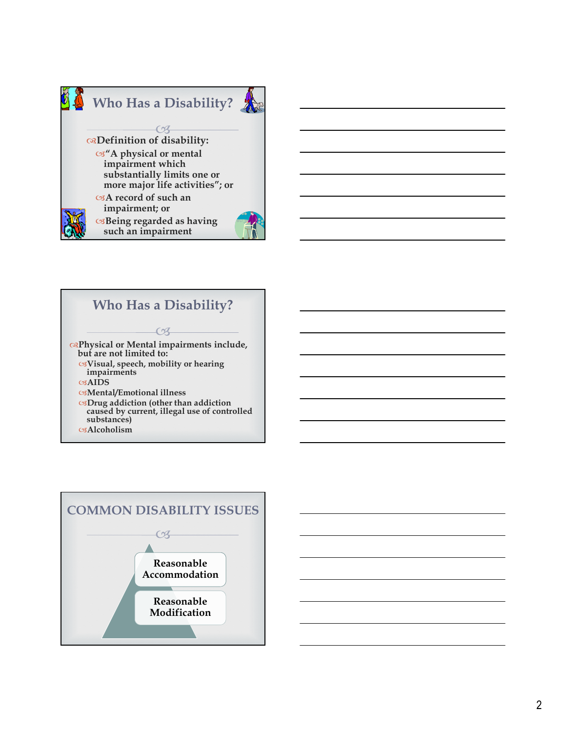## Who Has a Disability?

- Definition of disability:
  - "A physical or mental impairment which substantially limits one or more major life activities"; or
  - A record of such an impairment; or
  - Being regarded as having such an impairment

## Who Has a Disability?

- Physical or Mental impairments include, but are not limited to:
  - Visual, speech, mobility or hearing impairments
  - AIDS
  - Mental/Emotional illness
  - Drug addiction (other than addiction caused by current, illegal use of controlled substances)
  - Alcoholism

## COMMON DISABILITY ISSUES

- Reasonable Accommodation
- Reasonable Modification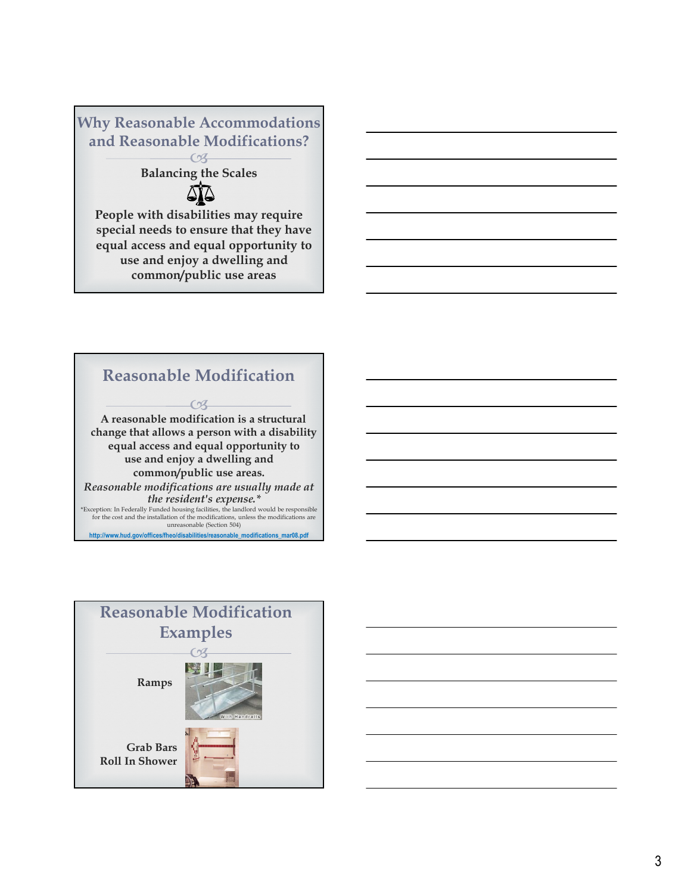## Why Reasonable Accommodations and Reasonable Modifications?

**Balancing the Scales**

**People with disabilities may require special needs to ensure that they have equal access and equal opportunity to use and enjoy a dwelling and common/public use areas**

## Reasonable Modification

**A reasonable modification is a structural change that allows a person with a disability equal access and equal opportunity to use and enjoy a dwelling and common/public use areas.**

***Reasonable modifications are usually made at the resident's expense.****

*Exception: In Federally Funded housing facilities, the landlord would be responsible for the cost and the installation of the modifications, unless the modifications are unreasonable (Section 504)

http://www.hud.gov/offices/fheo/disabilities/reasonable_modifications_mar08.pdf

## Reasonable Modification Examples

**Ramps**

With Handrails

**Grab Bars**
**Roll In Shower**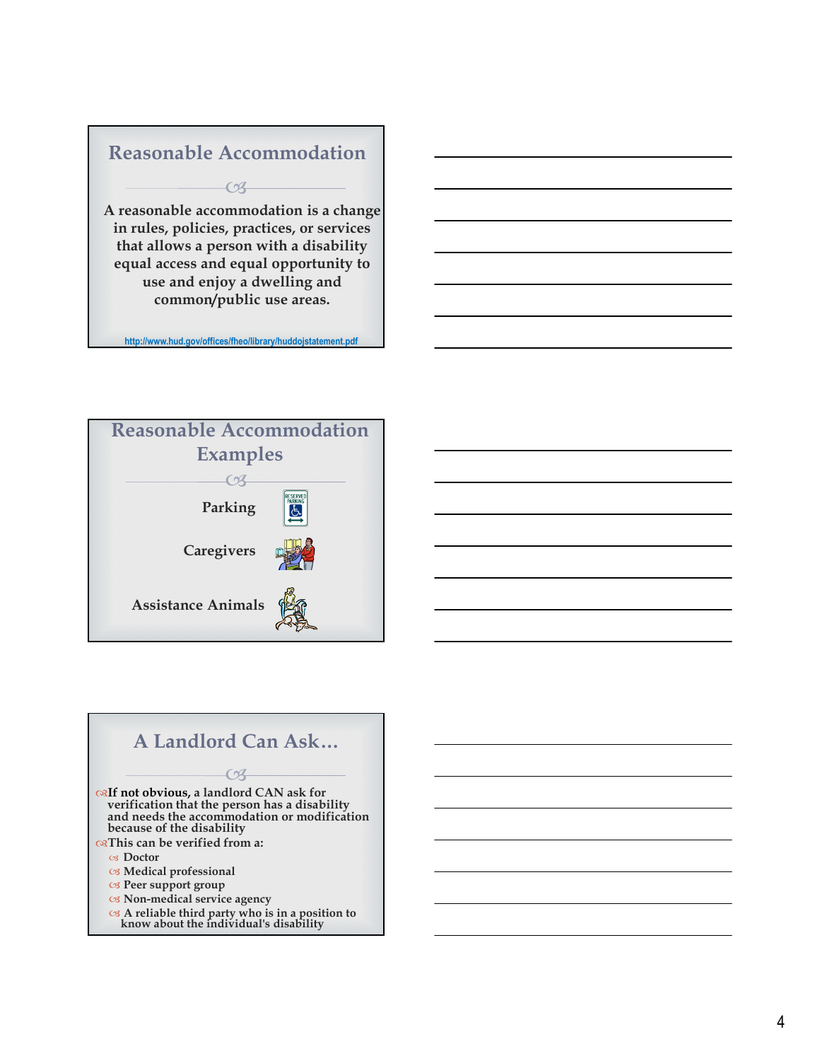## Reasonable Accommodation

A reasonable accommodation is a change in rules, policies, practices, or services that allows a person with a disability equal access and equal opportunity to use and enjoy a dwelling and common/public use areas.

http://www.hud.gov/offices/fheo/library/huddojstatement.pdf

## Reasonable Accommodation Examples

- Parking
- Caregivers
- Assistance Animals

## A Landlord Can Ask…

- **If not obvious,** a landlord CAN ask for verification that the person has a disability and needs the accommodation or modification because of the disability
- This can be verified from a:
  - Doctor
  - Medical professional
  - Peer support group
  - Non-medical service agency
  - A reliable third party who is in a position to know about the individual's disability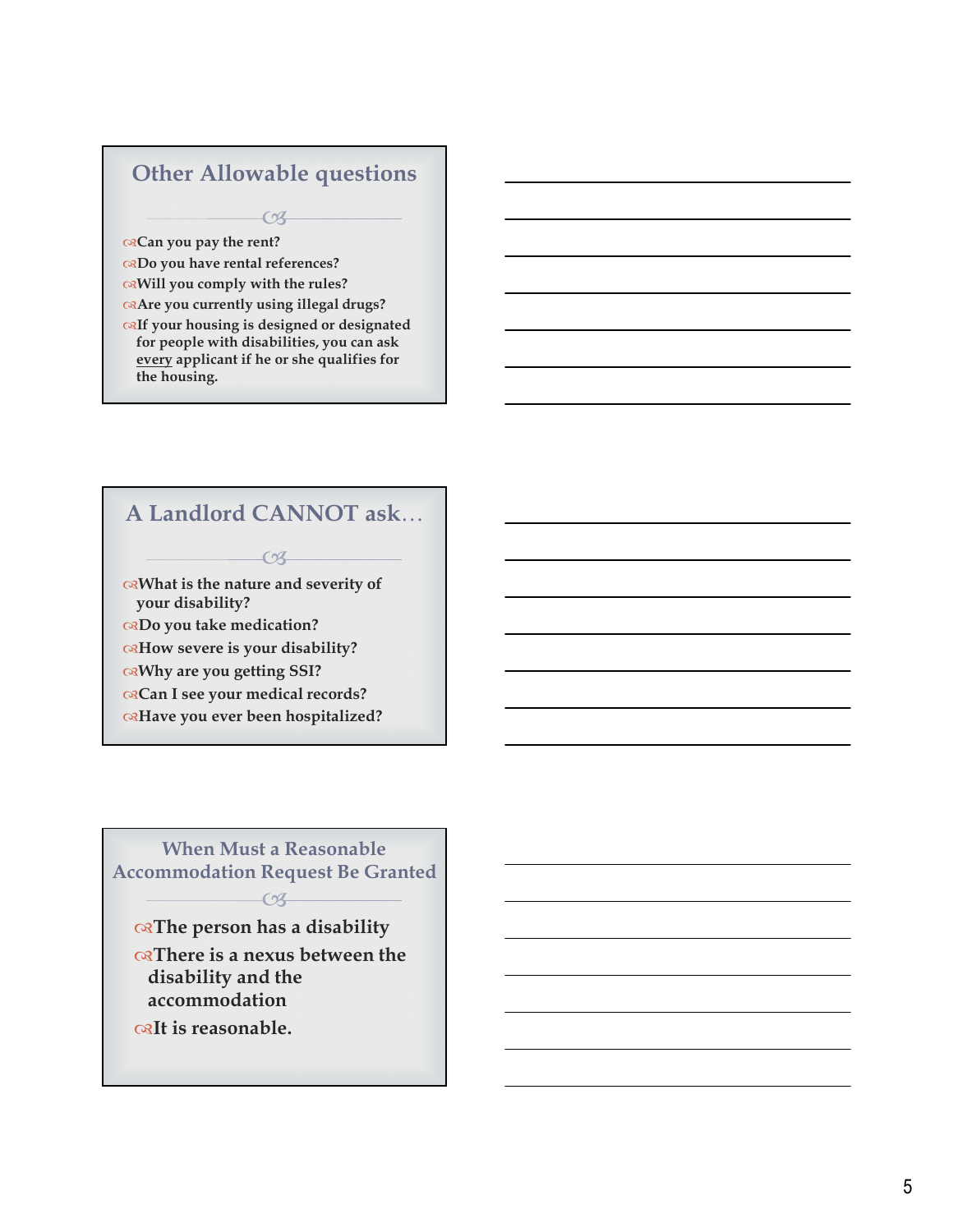## Other Allowable questions

- Can you pay the rent?
- Do you have rental references?
- Will you comply with the rules?
- Are you currently using illegal drugs?
- If your housing is designed or designated for people with disabilities, you can ask <u>every</u> applicant if he or she qualifies for the housing.

## A Landlord CANNOT ask…

- What is the nature and severity of your disability?
- Do you take medication?
- How severe is your disability?
- Why are you getting SSI?
- Can I see your medical records?
- Have you ever been hospitalized?

## When Must a Reasonable Accommodation Request Be Granted

- The person has a disability
- There is a nexus between the disability and the accommodation
- It is reasonable.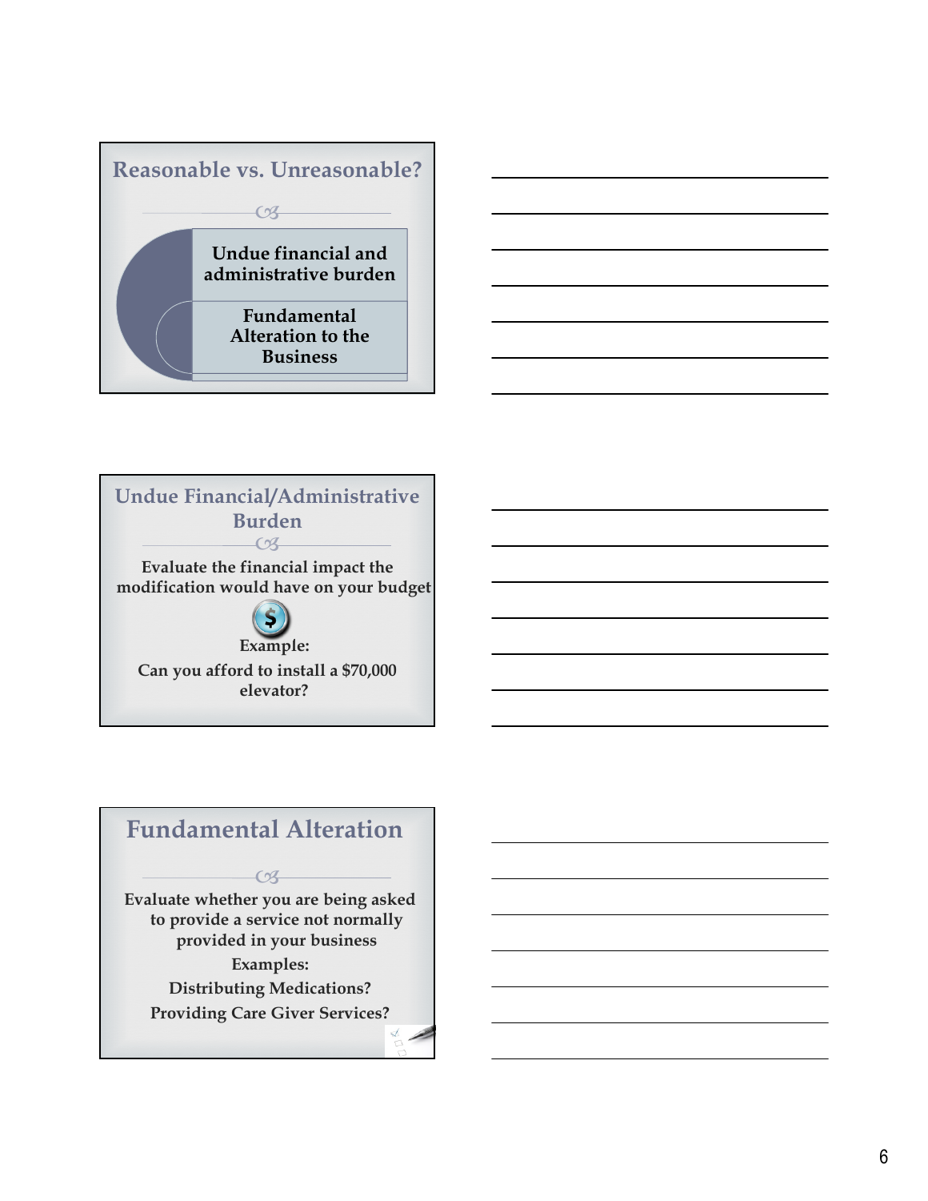## Reasonable vs. Unreasonable?

- Undue financial and administrative burden
- Fundamental Alteration to the Business

## Undue Financial/Administrative Burden

Evaluate the financial impact the modification would have on your budget

Example:

Can you afford to install a $70,000 elevator?

## Fundamental Alteration

Evaluate whether you are being asked to provide a service not normally provided in your business

Examples:

Distributing Medications?

Providing Care Giver Services?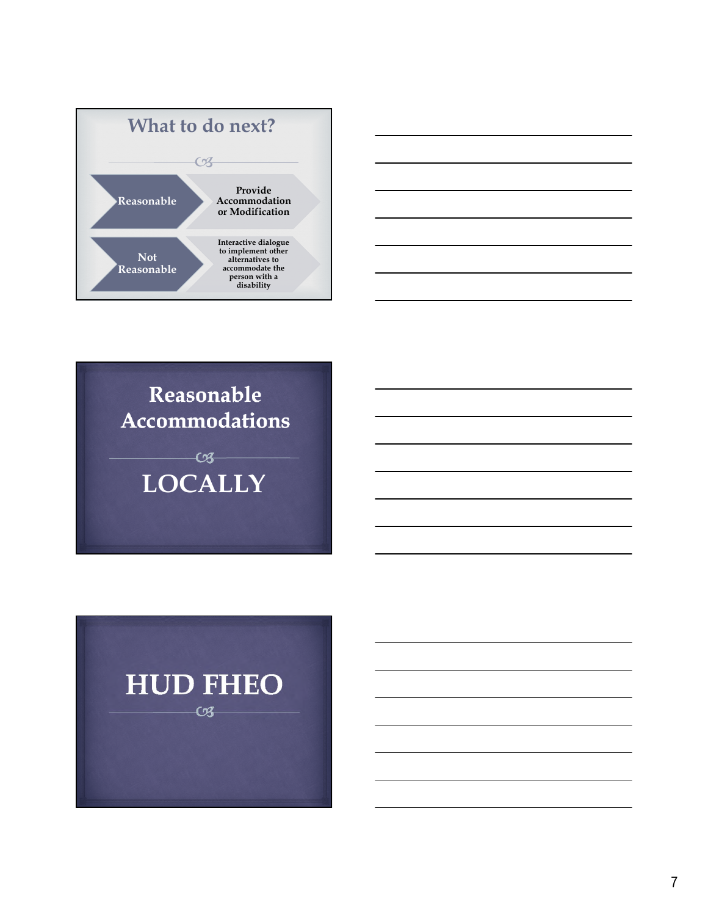## What to do next?

- **Reasonable** → Provide Accommodation or Modification
- **Not Reasonable** → Interactive dialogue to implement other alternatives to accommodate the person with a disability

## Reasonable Accommodations

## LOCALLY

## HUD FHEO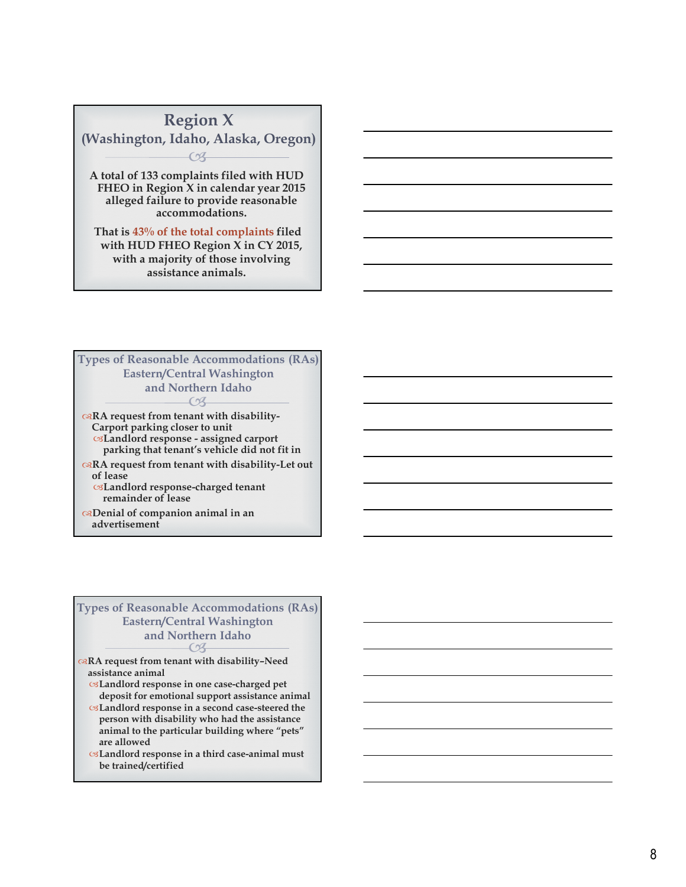## Region X
### (Washington, Idaho, Alaska, Oregon)

A total of 133 complaints filed with HUD FHEO in Region X in calendar year 2015 alleged failure to provide reasonable accommodations.

That is 43% of the total complaints filed with HUD FHEO Region X in CY 2015, with a majority of those involving assistance animals.

## Types of Reasonable Accommodations (RAs) Eastern/Central Washington and Northern Idaho

- RA request from tenant with disability-Carport parking closer to unit
  - Landlord response - assigned carport parking that tenant's vehicle did not fit in
- RA request from tenant with disability-Let out of lease
  - Landlord response-charged tenant remainder of lease
- Denial of companion animal in an advertisement

## Types of Reasonable Accommodations (RAs) Eastern/Central Washington and Northern Idaho

- RA request from tenant with disability–Need assistance animal
  - Landlord response in one case-charged pet deposit for emotional support assistance animal
  - Landlord response in a second case-steered the person with disability who had the assistance animal to the particular building where "pets" are allowed
  - Landlord response in a third case-animal must be trained/certified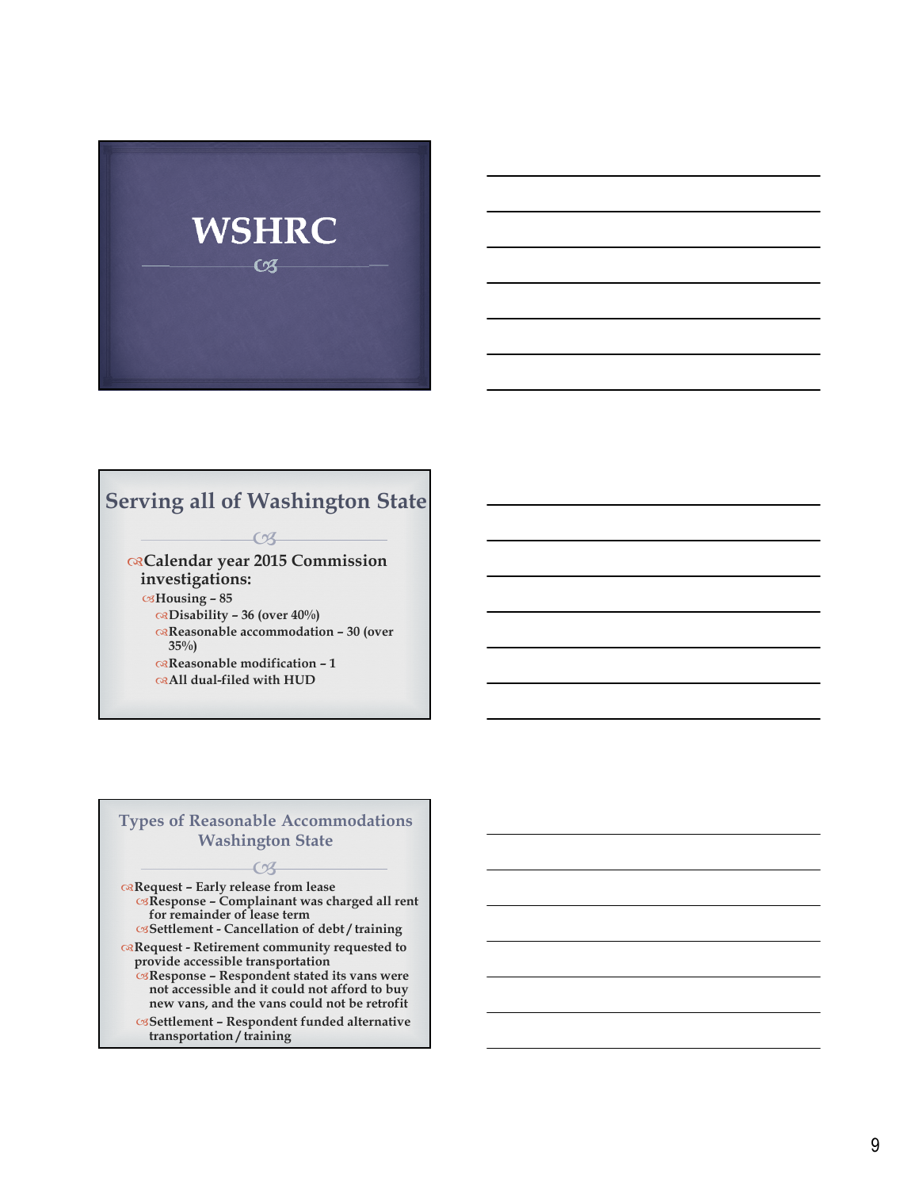# WSHRC

## Serving all of Washington State

- Calendar year 2015 Commission investigations:
  - Housing – 85
    - Disability – 36 (over 40%)
    - Reasonable accommodation – 30 (over 35%)
    - Reasonable modification – 1
    - All dual-filed with HUD

## Types of Reasonable Accommodations Washington State

- Request – Early release from lease
  - Response – Complainant was charged all rent for remainder of lease term
  - Settlement - Cancellation of debt / training
- Request - Retirement community requested to provide accessible transportation
  - Response – Respondent stated its vans were not accessible and it could not afford to buy new vans, and the vans could not be retrofit
  - Settlement – Respondent funded alternative transportation / training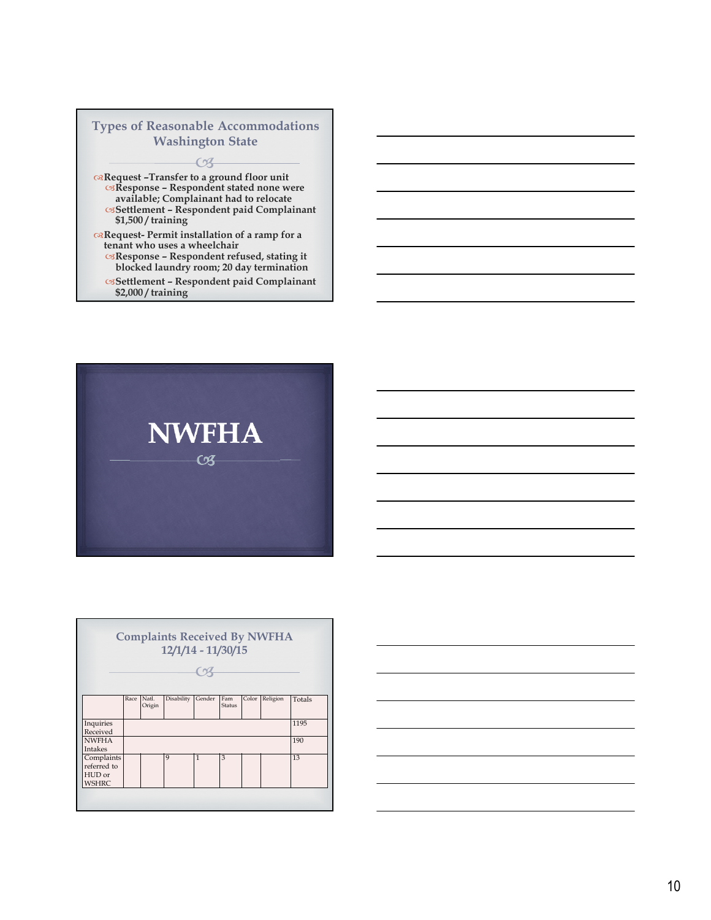## Types of Reasonable Accommodations Washington State

- Request –Transfer to a ground floor unit
  - Response – Respondent stated none were available; Complainant had to relocate
  - Settlement – Respondent paid Complainant $1,500 / training
- Request- Permit installation of a ramp for a tenant who uses a wheelchair
  - Response – Respondent refused, stating it blocked laundry room; 20 day termination
  - Settlement – Respondent paid Complainant $2,000 / training

# NWFHA

## Complaints Received By NWFHA 12/1/14 - 11/30/15

| | Race | Natl. Origin | Disability | Gender | Fam Status | Color | Religion | Totals |
|---|---|---|---|---|---|---|---|---|
| Inquiries Received | | | | | | | | 1195 |
| NWFHA Intakes | | | | | | | | 190 |
| Complaints referred to HUD or WSHRC | | | 9 | 1 | 3 | | | 13 |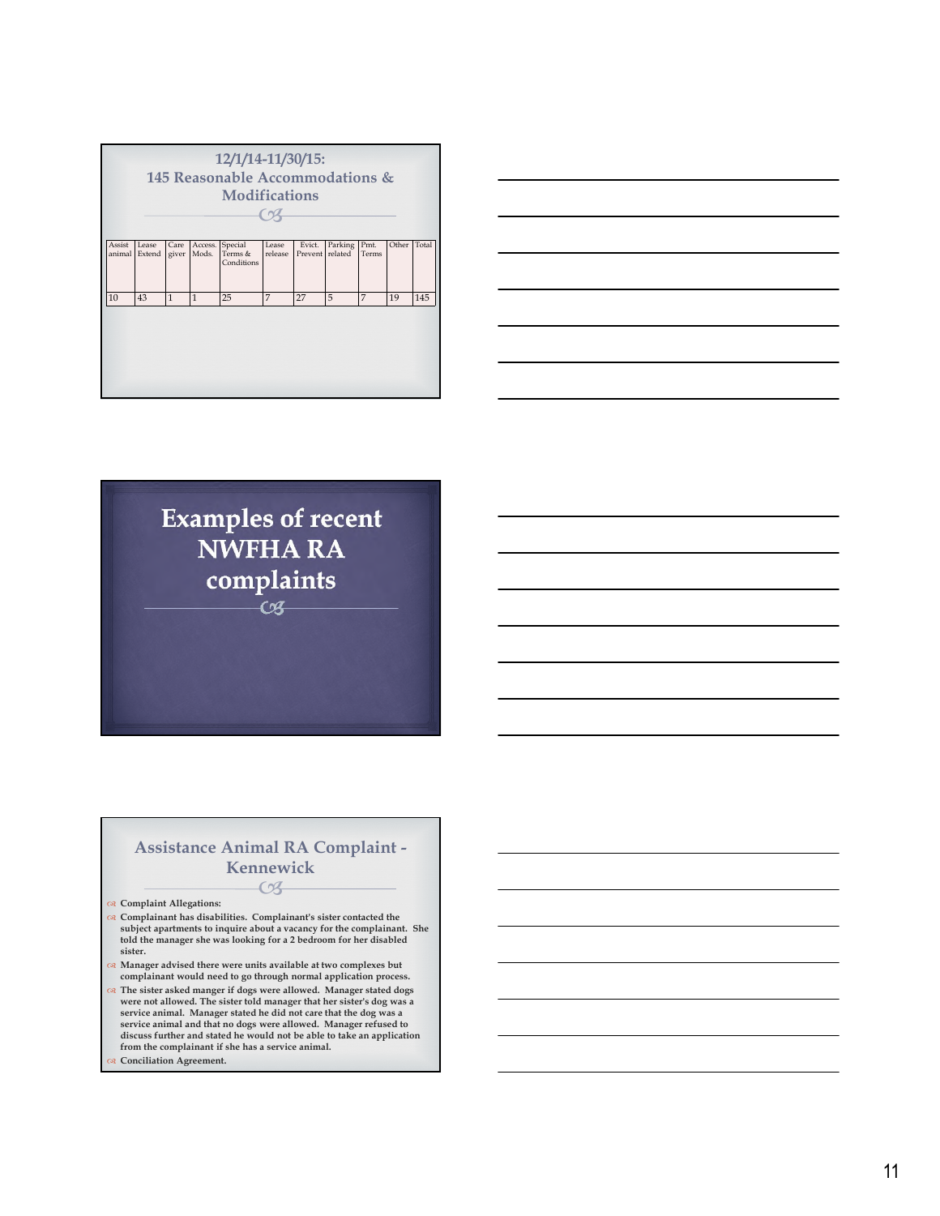## 12/1/14-11/30/15: 145 Reasonable Accommodations & Modifications

| Assist animal | Lease Extend | Care giver | Access. Mods. | Special Terms & Conditions | Lease release | Evict. Prevent | Parking related | Pmt. Terms | Other | Total |
|---|---|---|---|---|---|---|---|---|---|---|
| 10 | 43 | 1 | 1 | 25 | 7 | 27 | 5 | 7 | 19 | 145 |

# Examples of recent NWFHA RA complaints

## Assistance Animal RA Complaint - Kennewick

- **Complaint Allegations:**
- **Complainant has disabilities. Complainant's sister contacted the subject apartments to inquire about a vacancy for the complainant. She told the manager she was looking for a 2 bedroom for her disabled sister.**
- **Manager advised there were units available at two complexes but complainant would need to go through normal application process.**
- **The sister asked manger if dogs were allowed. Manager stated dogs were not allowed. The sister told manager that her sister's dog was a service animal. Manager stated he did not care that the dog was a service animal and that no dogs were allowed. Manager refused to discuss further and stated he would not be able to take an application from the complainant if she has a service animal.**
- **Conciliation Agreement.**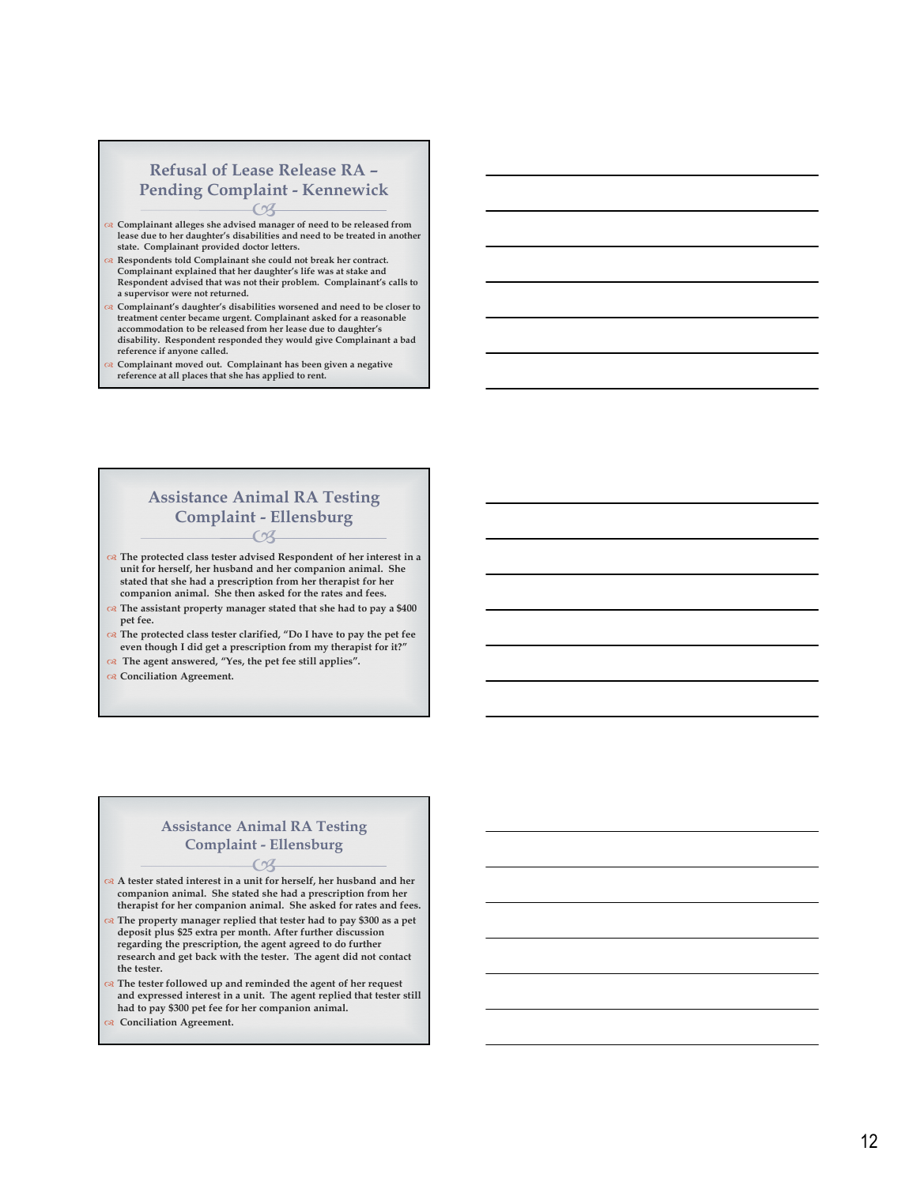## Refusal of Lease Release RA – Pending Complaint - Kennewick

- Complainant alleges she advised manager of need to be released from lease due to her daughter's disabilities and need to be treated in another state. Complainant provided doctor letters.
- Respondents told Complainant she could not break her contract. Complainant explained that her daughter's life was at stake and Respondent advised that was not their problem. Complainant's calls to a supervisor were not returned.
- Complainant's daughter's disabilities worsened and need to be closer to treatment center became urgent. Complainant asked for a reasonable accommodation to be released from her lease due to daughter's disability. Respondent responded they would give Complainant a bad reference if anyone called.
- Complainant moved out. Complainant has been given a negative reference at all places that she has applied to rent.

## Assistance Animal RA Testing Complaint - Ellensburg

- The protected class tester advised Respondent of her interest in a unit for herself, her husband and her companion animal. She stated that she had a prescription from her therapist for her companion animal. She then asked for the rates and fees.
- The assistant property manager stated that she had to pay a $400 pet fee.
- The protected class tester clarified, "Do I have to pay the pet fee even though I did get a prescription from my therapist for it?"
- The agent answered, "Yes, the pet fee still applies".
- Conciliation Agreement.

## Assistance Animal RA Testing Complaint - Ellensburg

- A tester stated interest in a unit for herself, her husband and her companion animal. She stated she had a prescription from her therapist for her companion animal. She asked for rates and fees.
- The property manager replied that tester had to pay $300 as a pet deposit plus $25 extra per month. After further discussion regarding the prescription, the agent agreed to do further research and get back with the tester. The agent did not contact the tester.
- The tester followed up and reminded the agent of her request and expressed interest in a unit. The agent replied that tester still had to pay $300 pet fee for her companion animal.
- Conciliation Agreement.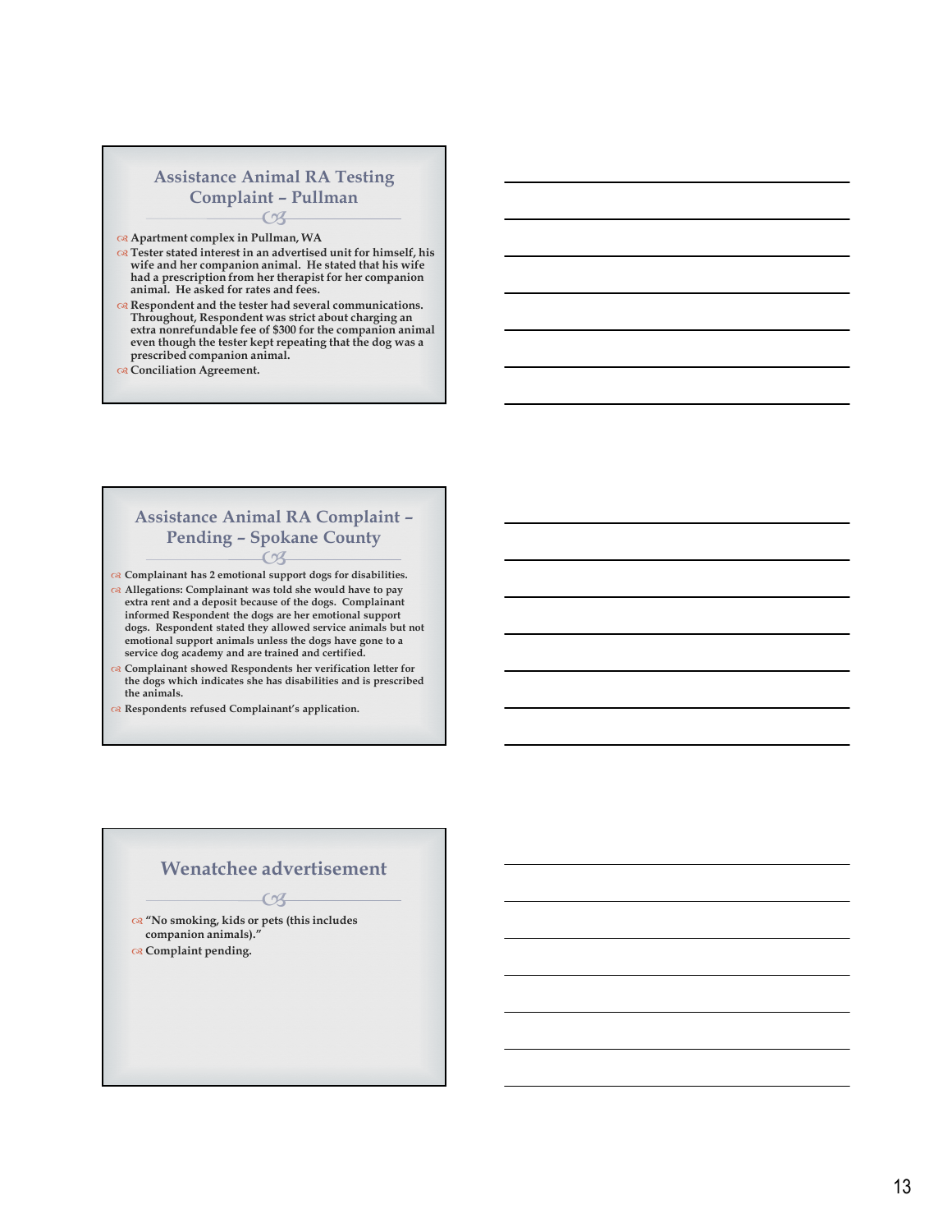## Assistance Animal RA Testing Complaint – Pullman

- Apartment complex in Pullman, WA
- Tester stated interest in an advertised unit for himself, his wife and her companion animal. He stated that his wife had a prescription from her therapist for her companion animal. He asked for rates and fees.
- Respondent and the tester had several communications. Throughout, Respondent was strict about charging an extra nonrefundable fee of $300 for the companion animal even though the tester kept repeating that the dog was a prescribed companion animal.
- Conciliation Agreement.

## Assistance Animal RA Complaint – Pending – Spokane County

- Complainant has 2 emotional support dogs for disabilities.
- Allegations: Complainant was told she would have to pay extra rent and a deposit because of the dogs. Complainant informed Respondent the dogs are her emotional support dogs. Respondent stated they allowed service animals but not emotional support animals unless the dogs have gone to a service dog academy and are trained and certified.
- Complainant showed Respondents her verification letter for the dogs which indicates she has disabilities and is prescribed the animals.
- Respondents refused Complainant's application.

## Wenatchee advertisement

- "No smoking, kids or pets (this includes companion animals)."
- Complaint pending.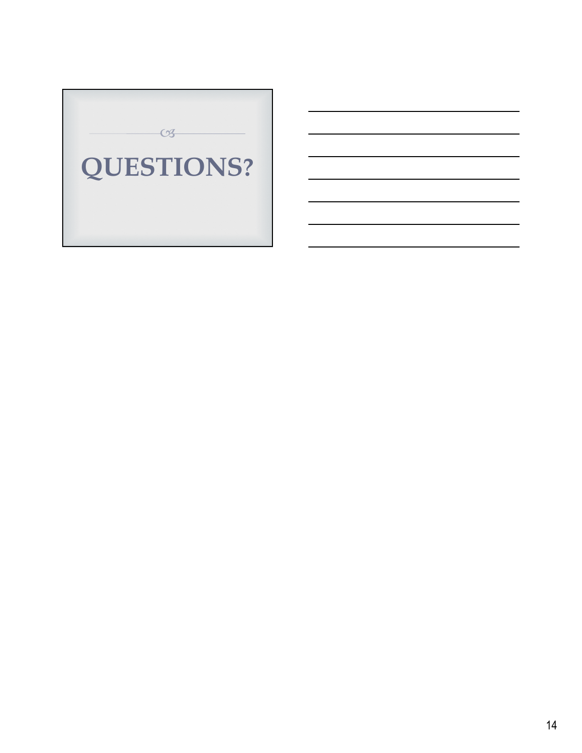# QUESTIONS?